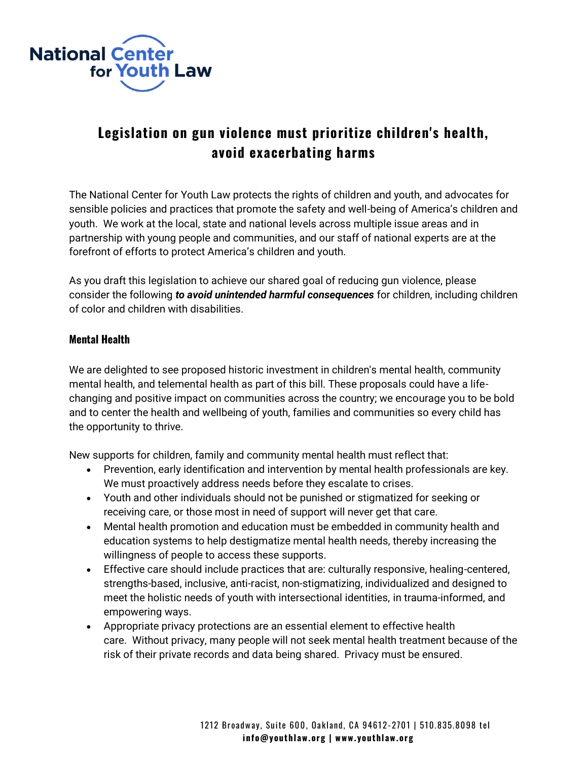National Center for Youth Law

# Legislation on gun violence must prioritize children's health, avoid exacerbating harms

The National Center for Youth Law protects the rights of children and youth, and advocates for sensible policies and practices that promote the safety and well-being of America's children and youth. We work at the local, state and national levels across multiple issue areas and in partnership with young people and communities, and our staff of national experts are at the forefront of efforts to protect America's children and youth.

As you draft this legislation to achieve our shared goal of reducing gun violence, please consider the following ***to avoid unintended harmful consequences*** for children, including children of color and children with disabilities.

## Mental Health

We are delighted to see proposed historic investment in children's mental health, community mental health, and telemental health as part of this bill. These proposals could have a life-changing and positive impact on communities across the country; we encourage you to be bold and to center the health and wellbeing of youth, families and communities so every child has the opportunity to thrive.

New supports for children, family and community mental health must reflect that:

- Prevention, early identification and intervention by mental health professionals are key. We must proactively address needs before they escalate to crises.
- Youth and other individuals should not be punished or stigmatized for seeking or receiving care, or those most in need of support will never get that care.
- Mental health promotion and education must be embedded in community health and education systems to help destigmatize mental health needs, thereby increasing the willingness of people to access these supports.
- Effective care should include practices that are: culturally responsive, healing-centered, strengths-based, inclusive, anti-racist, non-stigmatizing, individualized and designed to meet the holistic needs of youth with intersectional identities, in trauma-informed, and empowering ways.
- Appropriate privacy protections are an essential element to effective health care. Without privacy, many people will not seek mental health treatment because of the risk of their private records and data being shared. Privacy must be ensured.

1212 Broadway, Suite 600, Oakland, CA 94612-2701 | 510.835.8098 tel
**info@youthlaw.org | www.youthlaw.org**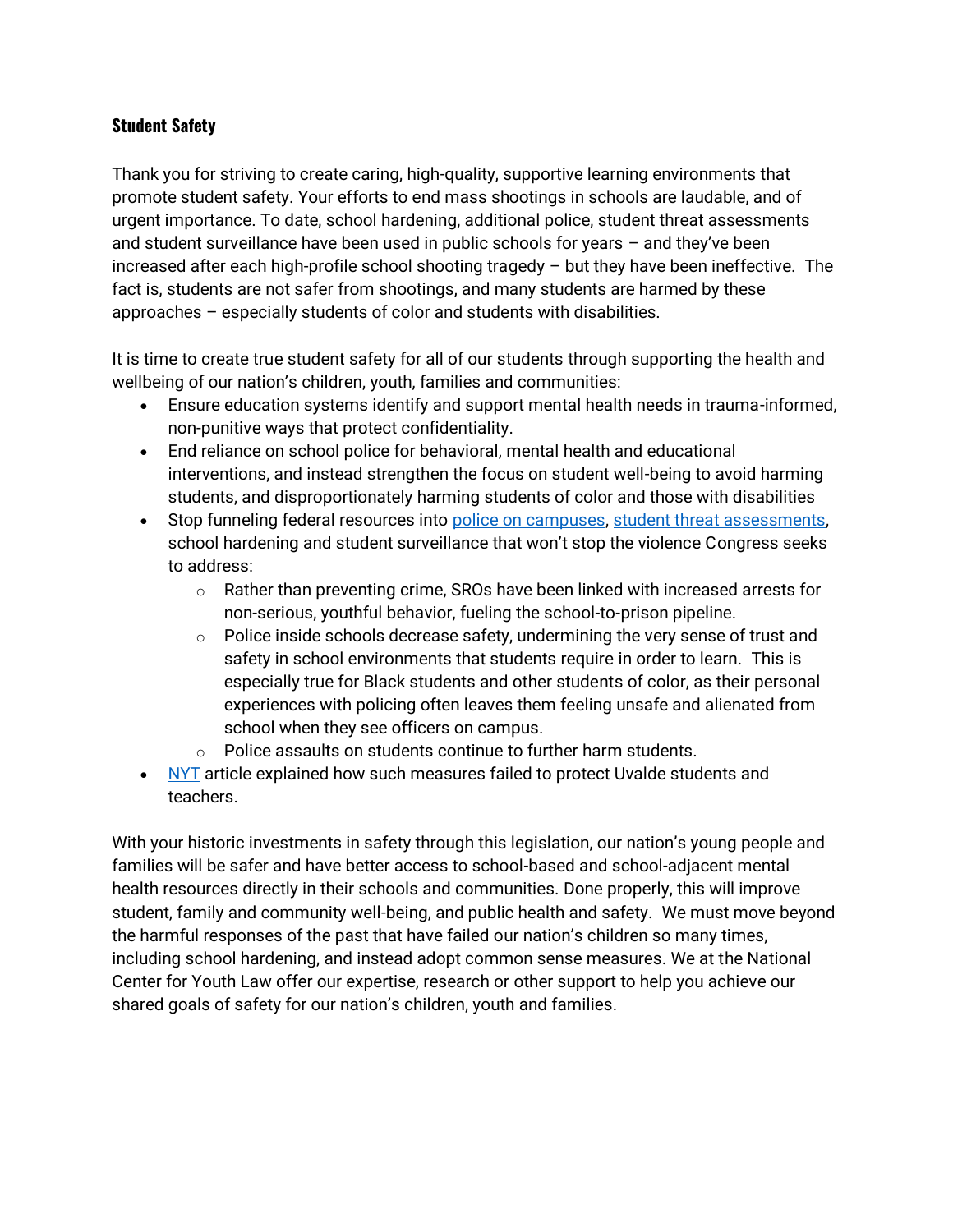**Student Safety**

Thank you for striving to create caring, high-quality, supportive learning environments that promote student safety. Your efforts to end mass shootings in schools are laudable, and of urgent importance. To date, school hardening, additional police, student threat assessments and student surveillance have been used in public schools for years – and they've been increased after each high-profile school shooting tragedy – but they have been ineffective. The fact is, students are not safer from shootings, and many students are harmed by these approaches – especially students of color and students with disabilities.

It is time to create true student safety for all of our students through supporting the health and wellbeing of our nation's children, youth, families and communities:

- Ensure education systems identify and support mental health needs in trauma-informed, non-punitive ways that protect confidentiality.
- End reliance on school police for behavioral, mental health and educational interventions, and instead strengthen the focus on student well-being to avoid harming students, and disproportionately harming students of color and those with disabilities
- Stop funneling federal resources into police on campuses, student threat assessments, school hardening and student surveillance that won't stop the violence Congress seeks to address:
  - Rather than preventing crime, SROs have been linked with increased arrests for non-serious, youthful behavior, fueling the school-to-prison pipeline.
  - Police inside schools decrease safety, undermining the very sense of trust and safety in school environments that students require in order to learn. This is especially true for Black students and other students of color, as their personal experiences with policing often leaves them feeling unsafe and alienated from school when they see officers on campus.
  - Police assaults on students continue to further harm students.
- NYT article explained how such measures failed to protect Uvalde students and teachers.

With your historic investments in safety through this legislation, our nation's young people and families will be safer and have better access to school-based and school-adjacent mental health resources directly in their schools and communities. Done properly, this will improve student, family and community well-being, and public health and safety. We must move beyond the harmful responses of the past that have failed our nation's children so many times, including school hardening, and instead adopt common sense measures. We at the National Center for Youth Law offer our expertise, research or other support to help you achieve our shared goals of safety for our nation's children, youth and families.